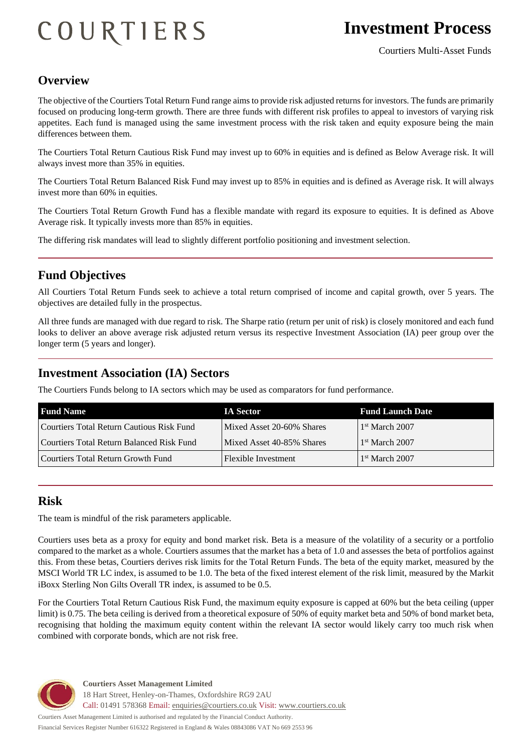# COURTIERS

# Investment Process

Courtiers Multi-Asset Funds

## Overview

The objective of the Courtiers Total Return Fund range aims to provide risk adjusted returns for investors. The funds are primarily focused on producing long-term growth. There are three funds with different risk profiles to appeal to investors of varying risk appetites. Each fund is managed using the same investment process with the risk taken and equity exposure being the main differences between them.

The Courtiers Total Return Cautious Risk Fund may invest up to 60% in equities and is defined as Below Average risk. It will always invest more than 35% in equities.

The Courtiers Total Return Balanced Risk Fund may invest up to 85% in equities and is defined as Average risk. It will always invest more than 60% in equities.

The Courtiers Total Return Growth Fund has a flexible mandate with regard its exposure to equities. It is defined as Above Average risk. It typically invests more than 85% in equities.

The differing risk mandates will lead to slightly different portfolio positioning and investment selection.

## Fund Objectives

All Courtiers Total Return Funds seek to achieve a total return comprised of income and capital growth, over 5 years. The objectives are detailed fully in the prospectus.

All three funds are managed with due regard to risk. The Sharpe ratio (return per unit of risk) is closely monitored and each fund looks to deliver an above average risk adjusted return versus its respective Investment Association (IA) peer group over the longer term (5 years and longer).

## Investment Association (IA) Sectors

The Courtiers Funds belong to IA sectors which may be used as comparators for fund performance.

| Fund Name | IA Sector | Fund Launch Date |
|---|---|---|
| Courtiers Total Return Cautious Risk Fund | Mixed Asset 20-60% Shares | 1st March 2007 |
| Courtiers Total Return Balanced Risk Fund | Mixed Asset 40-85% Shares | 1st March 2007 |
| Courtiers Total Return Growth Fund | Flexible Investment | 1st March 2007 |

## Risk

The team is mindful of the risk parameters applicable.

Courtiers uses beta as a proxy for equity and bond market risk. Beta is a measure of the volatility of a security or a portfolio compared to the market as a whole. Courtiers assumes that the market has a beta of 1.0 and assesses the beta of portfolios against this. From these betas, Courtiers derives risk limits for the Total Return Funds. The beta of the equity market, measured by the MSCI World TR LC index, is assumed to be 1.0. The beta of the fixed interest element of the risk limit, measured by the Markit iBoxx Sterling Non Gilts Overall TR index, is assumed to be 0.5.

For the Courtiers Total Return Cautious Risk Fund, the maximum equity exposure is capped at 60% but the beta ceiling (upper limit) is 0.75. The beta ceiling is derived from a theoretical exposure of 50% of equity market beta and 50% of bond market beta, recognising that holding the maximum equity content within the relevant IA sector would likely carry too much risk when combined with corporate bonds, which are not risk free.

**Courtiers Asset Management Limited**
18 Hart Street, Henley-on-Thames, Oxfordshire RG9 2AU
Call: 01491 578368 Email: enquiries@courtiers.co.uk Visit: www.courtiers.co.uk

Courtiers Asset Management Limited is authorised and regulated by the Financial Conduct Authority.
Financial Services Register Number 616322 Registered in England & Wales 08843086 VAT No 669 2553 96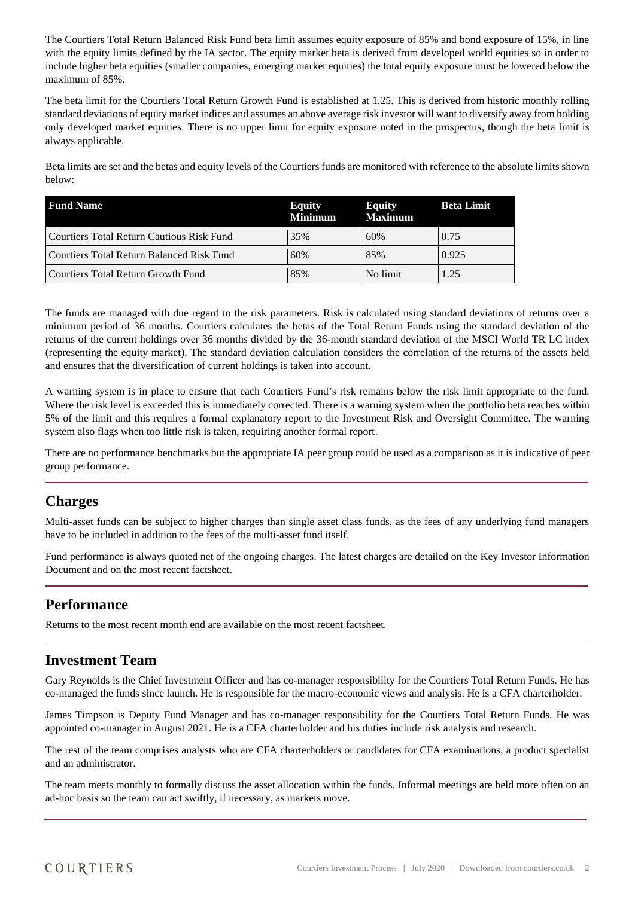The Courtiers Total Return Balanced Risk Fund beta limit assumes equity exposure of 85% and bond exposure of 15%, in line with the equity limits defined by the IA sector. The equity market beta is derived from developed world equities so in order to include higher beta equities (smaller companies, emerging market equities) the total equity exposure must be lowered below the maximum of 85%.

The beta limit for the Courtiers Total Return Growth Fund is established at 1.25. This is derived from historic monthly rolling standard deviations of equity market indices and assumes an above average risk investor will want to diversify away from holding only developed market equities. There is no upper limit for equity exposure noted in the prospectus, though the beta limit is always applicable.

Beta limits are set and the betas and equity levels of the Courtiers funds are monitored with reference to the absolute limits shown below:

| Fund Name | Equity Minimum | Equity Maximum | Beta Limit |
| --- | --- | --- | --- |
| Courtiers Total Return Cautious Risk Fund | 35% | 60% | 0.75 |
| Courtiers Total Return Balanced Risk Fund | 60% | 85% | 0.925 |
| Courtiers Total Return Growth Fund | 85% | No limit | 1.25 |

The funds are managed with due regard to the risk parameters. Risk is calculated using standard deviations of returns over a minimum period of 36 months. Courtiers calculates the betas of the Total Return Funds using the standard deviation of the returns of the current holdings over 36 months divided by the 36-month standard deviation of the MSCI World TR LC index (representing the equity market). The standard deviation calculation considers the correlation of the returns of the assets held and ensures that the diversification of current holdings is taken into account.

A warning system is in place to ensure that each Courtiers Fund's risk remains below the risk limit appropriate to the fund. Where the risk level is exceeded this is immediately corrected. There is a warning system when the portfolio beta reaches within 5% of the limit and this requires a formal explanatory report to the Investment Risk and Oversight Committee. The warning system also flags when too little risk is taken, requiring another formal report.

There are no performance benchmarks but the appropriate IA peer group could be used as a comparison as it is indicative of peer group performance.

## Charges

Multi-asset funds can be subject to higher charges than single asset class funds, as the fees of any underlying fund managers have to be included in addition to the fees of the multi-asset fund itself.

Fund performance is always quoted net of the ongoing charges. The latest charges are detailed on the Key Investor Information Document and on the most recent factsheet.

## Performance

Returns to the most recent month end are available on the most recent factsheet.

## Investment Team

Gary Reynolds is the Chief Investment Officer and has co-manager responsibility for the Courtiers Total Return Funds. He has co-managed the funds since launch. He is responsible for the macro-economic views and analysis. He is a CFA charterholder.

James Timpson is Deputy Fund Manager and has co-manager responsibility for the Courtiers Total Return Funds. He was appointed co-manager in August 2021. He is a CFA charterholder and his duties include risk analysis and research.

The rest of the team comprises analysts who are CFA charterholders or candidates for CFA examinations, a product specialist and an administrator.

The team meets monthly to formally discuss the asset allocation within the funds. Informal meetings are held more often on an ad-hoc basis so the team can act swiftly, if necessary, as markets move.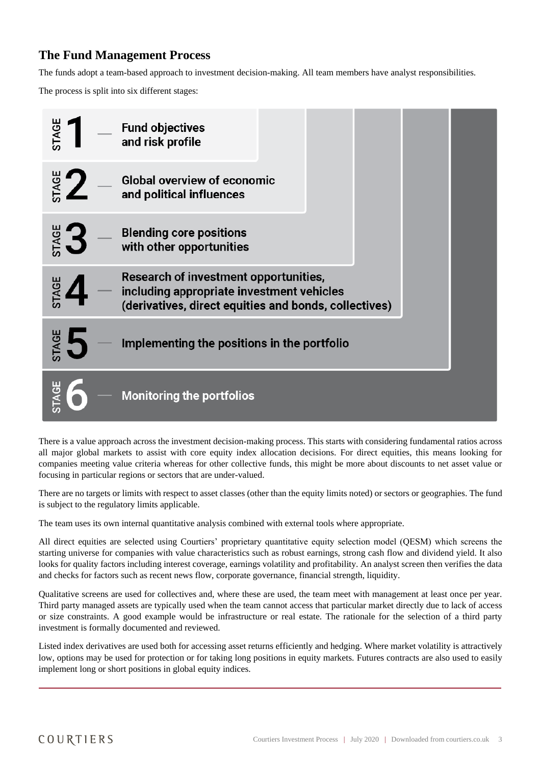## The Fund Management Process

The funds adopt a team-based approach to investment decision-making. All team members have analyst responsibilities.

The process is split into six different stages:

- **STAGE 1** — Fund objectives and risk profile
- **STAGE 2** — Global overview of economic and political influences
- **STAGE 3** — Blending core positions with other opportunities
- **STAGE 4** — Research of investment opportunities, including appropriate investment vehicles (derivatives, direct equities and bonds, collectives)
- **STAGE 5** — Implementing the positions in the portfolio
- **STAGE 6** — Monitoring the portfolios

There is a value approach across the investment decision-making process. This starts with considering fundamental ratios across all major global markets to assist with core equity index allocation decisions. For direct equities, this means looking for companies meeting value criteria whereas for other collective funds, this might be more about discounts to net asset value or focusing in particular regions or sectors that are under-valued.

There are no targets or limits with respect to asset classes (other than the equity limits noted) or sectors or geographies. The fund is subject to the regulatory limits applicable.

The team uses its own internal quantitative analysis combined with external tools where appropriate.

All direct equities are selected using Courtiers' proprietary quantitative equity selection model (QESM) which screens the starting universe for companies with value characteristics such as robust earnings, strong cash flow and dividend yield. It also looks for quality factors including interest coverage, earnings volatility and profitability. An analyst screen then verifies the data and checks for factors such as recent news flow, corporate governance, financial strength, liquidity.

Qualitative screens are used for collectives and, where these are used, the team meet with management at least once per year. Third party managed assets are typically used when the team cannot access that particular market directly due to lack of access or size constraints. A good example would be infrastructure or real estate. The rationale for the selection of a third party investment is formally documented and reviewed.

Listed index derivatives are used both for accessing asset returns efficiently and hedging. Where market volatility is attractively low, options may be used for protection or for taking long positions in equity markets. Futures contracts are also used to easily implement long or short positions in global equity indices.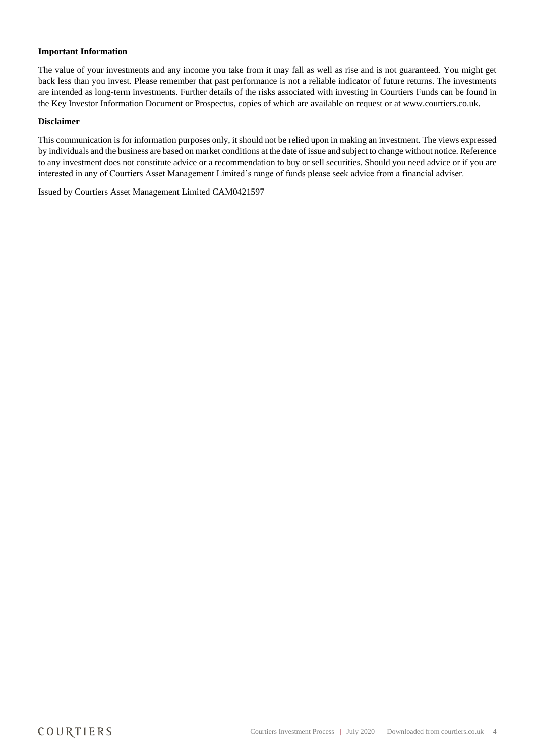**Important Information**

The value of your investments and any income you take from it may fall as well as rise and is not guaranteed. You might get back less than you invest. Please remember that past performance is not a reliable indicator of future returns. The investments are intended as long-term investments. Further details of the risks associated with investing in Courtiers Funds can be found in the Key Investor Information Document or Prospectus, copies of which are available on request or at www.courtiers.co.uk.

**Disclaimer**

This communication is for information purposes only, it should not be relied upon in making an investment. The views expressed by individuals and the business are based on market conditions at the date of issue and subject to change without notice. Reference to any investment does not constitute advice or a recommendation to buy or sell securities. Should you need advice or if you are interested in any of Courtiers Asset Management Limited's range of funds please seek advice from a financial adviser.

Issued by Courtiers Asset Management Limited CAM0421597